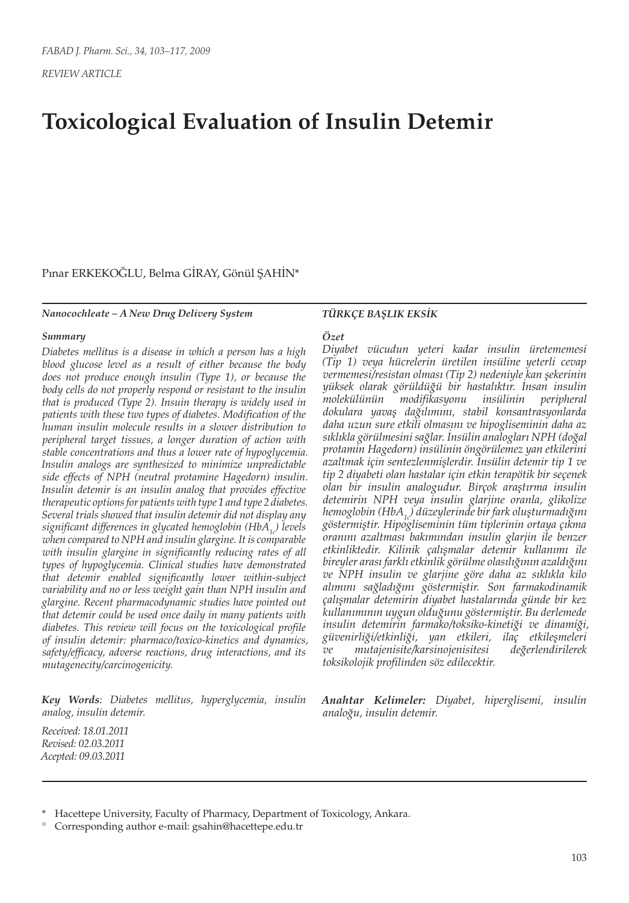*REVIEW ARTICLE*

# Toxicological Evaluation of Insulin Detemir

Pınar ERKEKOĞLU, Belma GİRAY, Gönül ŞAHİN*

***Nanocochleate – A New Drug Delivery System***

***Summary***

*Diabetes mellitus is a disease in which a person has a high blood glucose level as a result of either because the body does not produce enough insulin (Type 1), or because the body cells do not properly respond or resistant to the insulin that is produced (Type 2). Insuin therapy is widely used in patients with these two types of diabetes. Modification of the human insulin molecule results in a slower distribution to peripheral target tissues, a longer duration of action with stable concentrations and thus a lower rate of hypoglycemia. Insulin analogs are synthesized to minimize unpredictable side effects of NPH (neutral protamine Hagedorn) insulin. Insulin detemir is an insulin analog that provides effective therapeutic options for patients with type 1 and type 2 diabetes. Several trials showed that insulin detemir did not display any significant differences in glycated hemoglobin ($HbA_{1c}$) levels when compared to NPH and insulin glargine. It is comparable with insulin glargine in significantly reducing rates of all types of hypoglycemia. Clinical studies have demonstrated that detemir enabled significantly lower within-subject variability and no or less weight gain than NPH insulin and glargine. Recent pharmacodynamic studies have pointed out that detemir could be used once daily in many patients with diabetes. This review will focus on the toxicological profile of insulin detemir: pharmaco/toxico-kinetics and dynamics, safety/efficacy, adverse reactions, drug interactions, and its mutagenecity/carcinogenicity.*

***Key Words****: Diabetes mellitus, hyperglycemia, insulin analog, insulin detemir.*

*Received: 18.01.2011*
*Revised: 02.03.2011*
*Acepted: 09.03.2011*

***TÜRKÇE BAŞLIK EKSİK***

***Özet***

*Diyabet vücudun yeteri kadar insulin üretememesi (Tip 1) veya hücrelerin üretilen insüline yeterli cevap vermemesi/resistan olması (Tip 2) nedeniyle kan şekerinin yüksek olarak görüldüğü bir hastalıktır. İnsan insulin molekülünün modifikasyonu insülinin peripheral dokulara yavaş dağılımını, stabil konsantrasyonlarda daha uzun sure etkili olmasını ve hipogliseminin daha az sıklıkla görülmesini sağlar. İnsülin analogları NPH (doğal protamin Hagedorn) insülinin öngörülemez yan etkilerini azaltmak için sentezlenmişlerdir. İnsülin detemir tip 1 ve tip 2 diyabeti olan hastalar için etkin terapötik bir seçenek olan bir insulin analogudur. Birçok araştırma insulin detemirin NPH veya insulin glarjine oranla, glikolize hemoglobin ($HbA_{1c}$) düzeylerinde bir fark oluşturmadığını göstermiştir. Hipogliseminin tüm tiplerinin ortaya çıkma oranını azaltması bakımından insulin glarjin ile benzer etkinliktedir. Kilinik çalışmalar detemir kullanımı ile bireyler arası farklı etkinlik görülme olasılığının azaldığını ve NPH insulin ve glarjine göre daha az sıklıkla kilo alımını sağladığını göstermiştir. Son farmakodinamik çalışmalar detemirin diyabet hastalarında günde bir kez kullanımının uygun olduğunu göstermiştir. Bu derlemede insulin detemirin farmako/toksiko-kinetiği ve dinamiği, güvenirliği/etkinliği, yan etkileri, ilaç etkileşmeleri ve mutajenisite/karsinojenisitesi değerlendirilerek toksikolojik profilinden söz edilecektir.*

***Anahtar Kelimeler:*** *Diyabet, hiperglisemi, insulin analoğu, insulin detemir.*

\* Hacettepe University, Faculty of Pharmacy, Department of Toxicology, Ankara.

° Corresponding author e-mail: gsahin@hacettepe.edu.tr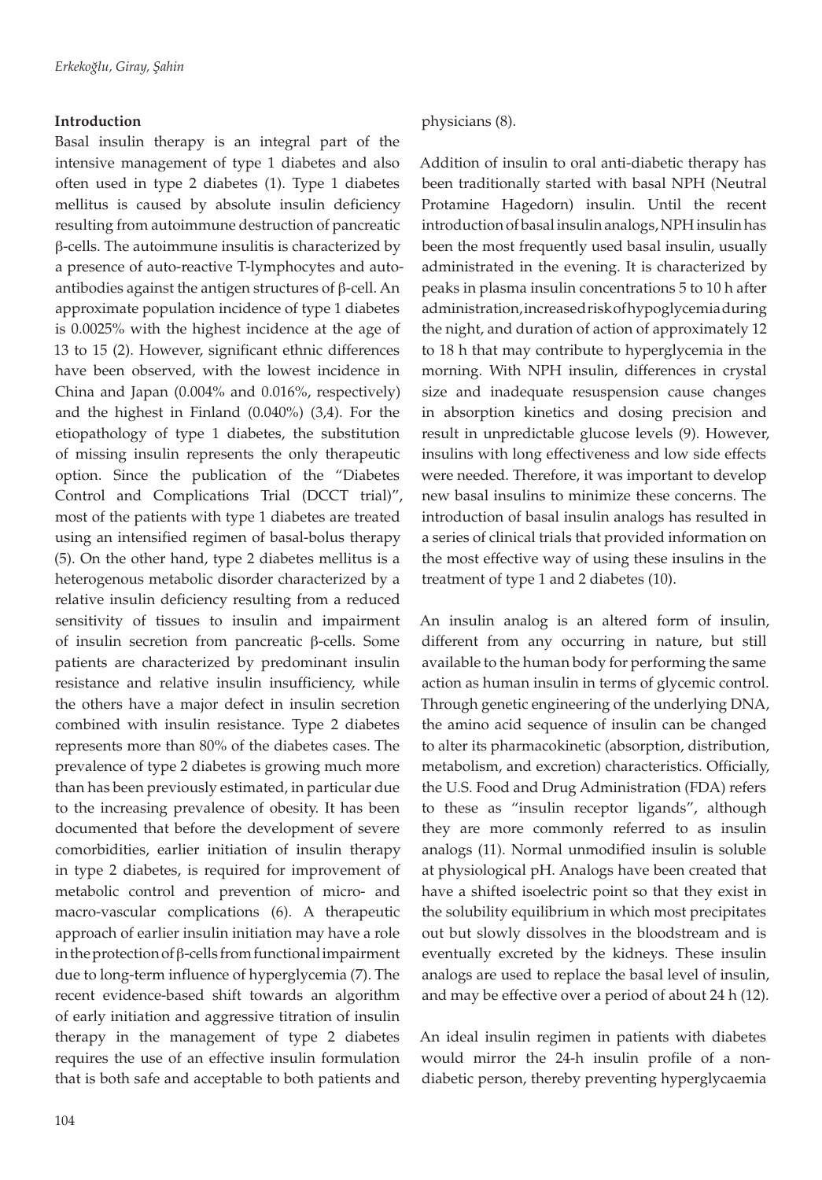## Introduction

Basal insulin therapy is an integral part of the intensive management of type 1 diabetes and also often used in type 2 diabetes (1). Type 1 diabetes mellitus is caused by absolute insulin deficiency resulting from autoimmune destruction of pancreatic β-cells. The autoimmune insulitis is characterized by a presence of auto-reactive T-lymphocytes and auto-antibodies against the antigen structures of β-cell. An approximate population incidence of type 1 diabetes is 0.0025% with the highest incidence at the age of 13 to 15 (2). However, significant ethnic differences have been observed, with the lowest incidence in China and Japan (0.004% and 0.016%, respectively) and the highest in Finland (0.040%) (3,4). For the etiopathology of type 1 diabetes, the substitution of missing insulin represents the only therapeutic option. Since the publication of the "Diabetes Control and Complications Trial (DCCT trial)", most of the patients with type 1 diabetes are treated using an intensified regimen of basal-bolus therapy (5). On the other hand, type 2 diabetes mellitus is a heterogenous metabolic disorder characterized by a relative insulin deficiency resulting from a reduced sensitivity of tissues to insulin and impairment of insulin secretion from pancreatic β-cells. Some patients are characterized by predominant insulin resistance and relative insulin insufficiency, while the others have a major defect in insulin secretion combined with insulin resistance. Type 2 diabetes represents more than 80% of the diabetes cases. The prevalence of type 2 diabetes is growing much more than has been previously estimated, in particular due to the increasing prevalence of obesity. It has been documented that before the development of severe comorbidities, earlier initiation of insulin therapy in type 2 diabetes, is required for improvement of metabolic control and prevention of micro- and macro-vascular complications (6). A therapeutic approach of earlier insulin initiation may have a role in the protection of β-cells from functional impairment due to long-term influence of hyperglycemia (7). The recent evidence-based shift towards an algorithm of early initiation and aggressive titration of insulin therapy in the management of type 2 diabetes requires the use of an effective insulin formulation that is both safe and acceptable to both patients and physicians (8).

Addition of insulin to oral anti-diabetic therapy has been traditionally started with basal NPH (Neutral Protamine Hagedorn) insulin. Until the recent introduction of basal insulin analogs, NPH insulin has been the most frequently used basal insulin, usually administrated in the evening. It is characterized by peaks in plasma insulin concentrations 5 to 10 h after administration, increased risk of hypoglycemia during the night, and duration of action of approximately 12 to 18 h that may contribute to hyperglycemia in the morning. With NPH insulin, differences in crystal size and inadequate resuspension cause changes in absorption kinetics and dosing precision and result in unpredictable glucose levels (9). However, insulins with long effectiveness and low side effects were needed. Therefore, it was important to develop new basal insulins to minimize these concerns. The introduction of basal insulin analogs has resulted in a series of clinical trials that provided information on the most effective way of using these insulins in the treatment of type 1 and 2 diabetes (10).

An insulin analog is an altered form of insulin, different from any occurring in nature, but still available to the human body for performing the same action as human insulin in terms of glycemic control. Through genetic engineering of the underlying DNA, the amino acid sequence of insulin can be changed to alter its pharmacokinetic (absorption, distribution, metabolism, and excretion) characteristics. Officially, the U.S. Food and Drug Administration (FDA) refers to these as "insulin receptor ligands", although they are more commonly referred to as insulin analogs (11). Normal unmodified insulin is soluble at physiological pH. Analogs have been created that have a shifted isoelectric point so that they exist in the solubility equilibrium in which most precipitates out but slowly dissolves in the bloodstream and is eventually excreted by the kidneys. These insulin analogs are used to replace the basal level of insulin, and may be effective over a period of about 24 h (12).

An ideal insulin regimen in patients with diabetes would mirror the 24-h insulin profile of a non-diabetic person, thereby preventing hyperglycaemia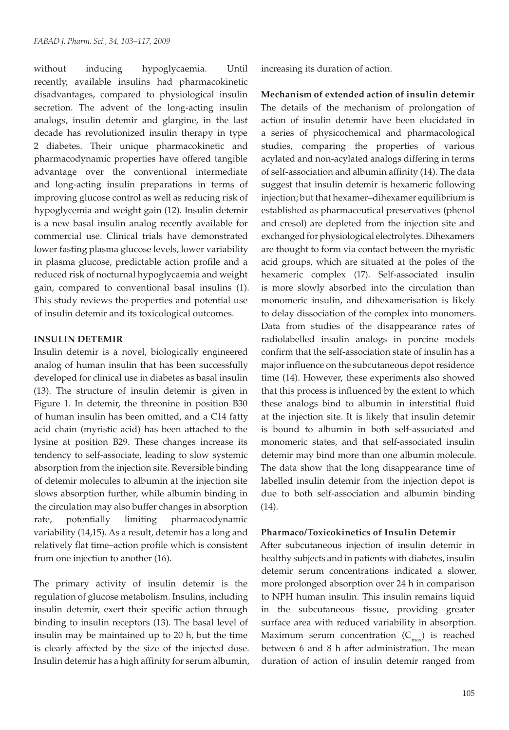without inducing hypoglycaemia. Until recently, available insulins had pharmacokinetic disadvantages, compared to physiological insulin secretion. The advent of the long-acting insulin analogs, insulin detemir and glargine, in the last decade has revolutionized insulin therapy in type 2 diabetes. Their unique pharmacokinetic and pharmacodynamic properties have offered tangible advantage over the conventional intermediate and long-acting insulin preparations in terms of improving glucose control as well as reducing risk of hypoglycemia and weight gain (12). Insulin detemir is a new basal insulin analog recently available for commercial use. Clinical trials have demonstrated lower fasting plasma glucose levels, lower variability in plasma glucose, predictable action profile and a reduced risk of nocturnal hypoglycaemia and weight gain, compared to conventional basal insulins (1). This study reviews the properties and potential use of insulin detemir and its toxicological outcomes.

## INSULIN DETEMIR

Insulin detemir is a novel, biologically engineered analog of human insulin that has been successfully developed for clinical use in diabetes as basal insulin (13). The structure of insulin detemir is given in Figure 1. In detemir, the threonine in position B30 of human insulin has been omitted, and a C14 fatty acid chain (myristic acid) has been attached to the lysine at position B29. These changes increase its tendency to self-associate, leading to slow systemic absorption from the injection site. Reversible binding of detemir molecules to albumin at the injection site slows absorption further, while albumin binding in the circulation may also buffer changes in absorption rate, potentially limiting pharmacodynamic variability (14,15). As a result, detemir has a long and relatively flat time–action profile which is consistent from one injection to another (16).

The primary activity of insulin detemir is the regulation of glucose metabolism. Insulins, including insulin detemir, exert their specific action through binding to insulin receptors (13). The basal level of insulin may be maintained up to 20 h, but the time is clearly affected by the size of the injected dose. Insulin detemir has a high affinity for serum albumin, increasing its duration of action.

**Mechanism of extended action of insulin detemir**

The details of the mechanism of prolongation of action of insulin detemir have been elucidated in a series of physicochemical and pharmacological studies, comparing the properties of various acylated and non-acylated analogs differing in terms of self-association and albumin affinity (14). The data suggest that insulin detemir is hexameric following injection; but that hexamer–dihexamer equilibrium is established as pharmaceutical preservatives (phenol and cresol) are depleted from the injection site and exchanged for physiological electrolytes. Dihexamers are thought to form via contact between the myristic acid groups, which are situated at the poles of the hexameric complex (17). Self-associated insulin is more slowly absorbed into the circulation than monomeric insulin, and dihexamerisation is likely to delay dissociation of the complex into monomers. Data from studies of the disappearance rates of radiolabelled insulin analogs in porcine models confirm that the self-association state of insulin has a major influence on the subcutaneous depot residence time (14). However, these experiments also showed that this process is influenced by the extent to which these analogs bind to albumin in interstitial fluid at the injection site. It is likely that insulin detemir is bound to albumin in both self-associated and monomeric states, and that self-associated insulin detemir may bind more than one albumin molecule. The data show that the long disappearance time of labelled insulin detemir from the injection depot is due to both self-association and albumin binding (14).

**Pharmaco/Toxicokinetics of Insulin Detemir**

After subcutaneous injection of insulin detemir in healthy subjects and in patients with diabetes, insulin detemir serum concentrations indicated a slower, more prolonged absorption over 24 h in comparison to NPH human insulin. This insulin remains liquid in the subcutaneous tissue, providing greater surface area with reduced variability in absorption. Maximum serum concentration ($C_{max}$) is reached between 6 and 8 h after administration. The mean duration of action of insulin detemir ranged from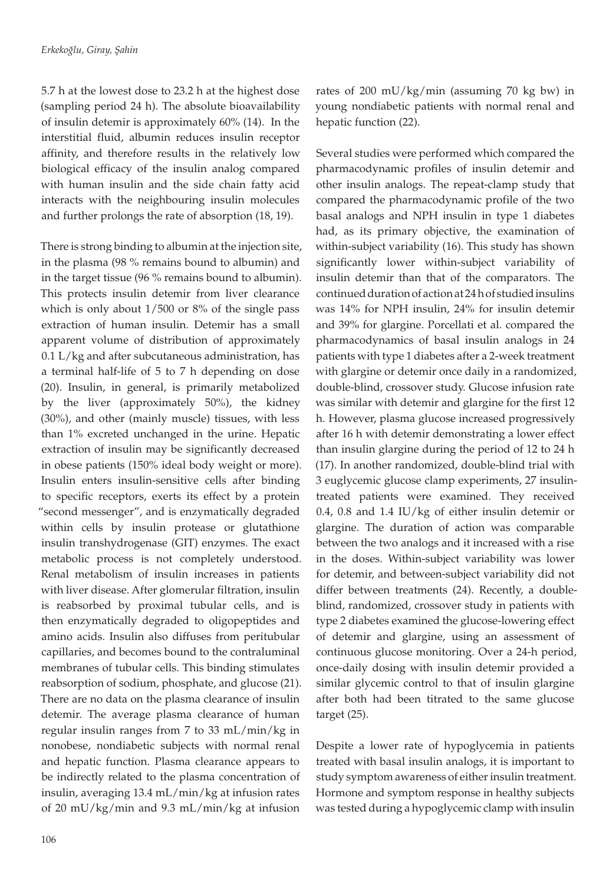5.7 h at the lowest dose to 23.2 h at the highest dose (sampling period 24 h). The absolute bioavailability of insulin detemir is approximately 60% (14). In the interstitial fluid, albumin reduces insulin receptor affinity, and therefore results in the relatively low biological efficacy of the insulin analog compared with human insulin and the side chain fatty acid interacts with the neighbouring insulin molecules and further prolongs the rate of absorption (18, 19).

There is strong binding to albumin at the injection site, in the plasma (98 % remains bound to albumin) and in the target tissue (96 % remains bound to albumin). This protects insulin detemir from liver clearance which is only about 1/500 or 8% of the single pass extraction of human insulin. Detemir has a small apparent volume of distribution of approximately 0.1 L/kg and after subcutaneous administration, has a terminal half-life of 5 to 7 h depending on dose (20). Insulin, in general, is primarily metabolized by the liver (approximately 50%), the kidney (30%), and other (mainly muscle) tissues, with less than 1% excreted unchanged in the urine. Hepatic extraction of insulin may be significantly decreased in obese patients (150% ideal body weight or more). Insulin enters insulin-sensitive cells after binding to specific receptors, exerts its effect by a protein "second messenger", and is enzymatically degraded within cells by insulin protease or glutathione insulin transhydrogenase (GIT) enzymes. The exact metabolic process is not completely understood. Renal metabolism of insulin increases in patients with liver disease. After glomerular filtration, insulin is reabsorbed by proximal tubular cells, and is then enzymatically degraded to oligopeptides and amino acids. Insulin also diffuses from peritubular capillaries, and becomes bound to the contraluminal membranes of tubular cells. This binding stimulates reabsorption of sodium, phosphate, and glucose (21). There are no data on the plasma clearance of insulin detemir. The average plasma clearance of human regular insulin ranges from 7 to 33 mL/min/kg in nonobese, nondiabetic subjects with normal renal and hepatic function. Plasma clearance appears to be indirectly related to the plasma concentration of insulin, averaging 13.4 mL/min/kg at infusion rates of 20 mU/kg/min and 9.3 mL/min/kg at infusion rates of 200 mU/kg/min (assuming 70 kg bw) in young nondiabetic patients with normal renal and hepatic function (22).

Several studies were performed which compared the pharmacodynamic profiles of insulin detemir and other insulin analogs. The repeat-clamp study that compared the pharmacodynamic profile of the two basal analogs and NPH insulin in type 1 diabetes had, as its primary objective, the examination of within-subject variability (16). This study has shown significantly lower within-subject variability of insulin detemir than that of the comparators. The continued duration of action at 24 h of studied insulins was 14% for NPH insulin, 24% for insulin detemir and 39% for glargine. Porcellati et al. compared the pharmacodynamics of basal insulin analogs in 24 patients with type 1 diabetes after a 2-week treatment with glargine or detemir once daily in a randomized, double-blind, crossover study. Glucose infusion rate was similar with detemir and glargine for the first 12 h. However, plasma glucose increased progressively after 16 h with detemir demonstrating a lower effect than insulin glargine during the period of 12 to 24 h (17). In another randomized, double-blind trial with 3 euglycemic glucose clamp experiments, 27 insulin-treated patients were examined. They received 0.4, 0.8 and 1.4 IU/kg of either insulin detemir or glargine. The duration of action was comparable between the two analogs and it increased with a rise in the doses. Within-subject variability was lower for detemir, and between-subject variability did not differ between treatments (24). Recently, a double-blind, randomized, crossover study in patients with type 2 diabetes examined the glucose-lowering effect of detemir and glargine, using an assessment of continuous glucose monitoring. Over a 24-h period, once-daily dosing with insulin detemir provided a similar glycemic control to that of insulin glargine after both had been titrated to the same glucose target (25).

Despite a lower rate of hypoglycemia in patients treated with basal insulin analogs, it is important to study symptom awareness of either insulin treatment. Hormone and symptom response in healthy subjects was tested during a hypoglycemic clamp with insulin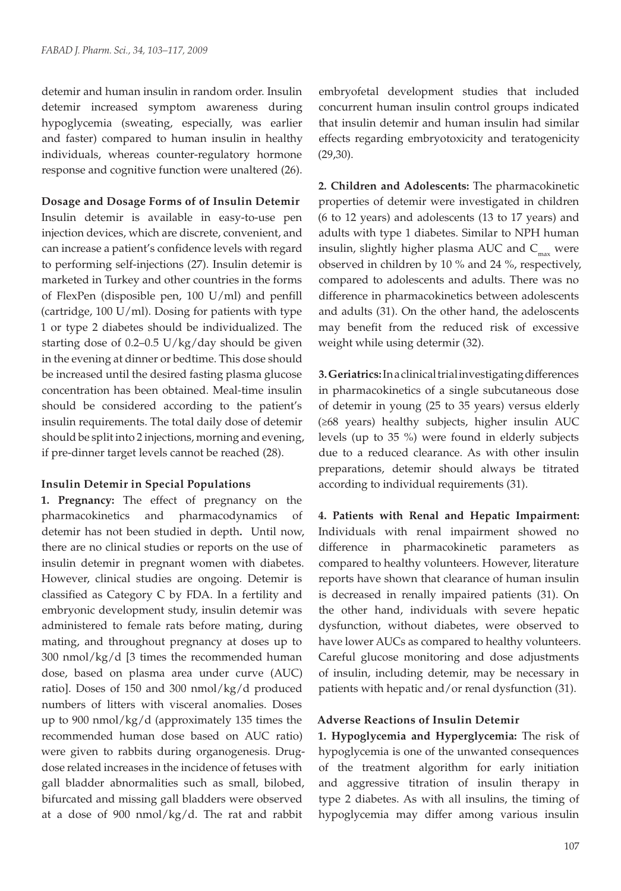detemir and human insulin in random order. Insulin detemir increased symptom awareness during hypoglycemia (sweating, especially, was earlier and faster) compared to human insulin in healthy individuals, whereas counter-regulatory hormone response and cognitive function were unaltered (26).

**Dosage and Dosage Forms of of Insulin Detemir**

Insulin detemir is available in easy-to-use pen injection devices, which are discrete, convenient, and can increase a patient's confidence levels with regard to performing self-injections (27). Insulin detemir is marketed in Turkey and other countries in the forms of FlexPen (disposible pen, 100 U/ml) and penfill (cartridge, 100 U/ml). Dosing for patients with type 1 or type 2 diabetes should be individualized. The starting dose of 0.2–0.5 U/kg/day should be given in the evening at dinner or bedtime. This dose should be increased until the desired fasting plasma glucose concentration has been obtained. Meal-time insulin should be considered according to the patient's insulin requirements. The total daily dose of detemir should be split into 2 injections, morning and evening, if pre-dinner target levels cannot be reached (28).

**Insulin Detemir in Special Populations**

**1. Pregnancy:** The effect of pregnancy on the pharmacokinetics and pharmacodynamics of detemir has not been studied in depth**.** Until now, there are no clinical studies or reports on the use of insulin detemir in pregnant women with diabetes. However, clinical studies are ongoing. Detemir is classified as Category C by FDA. In a fertility and embryonic development study, insulin detemir was administered to female rats before mating, during mating, and throughout pregnancy at doses up to 300 nmol/kg/d [3 times the recommended human dose, based on plasma area under curve (AUC) ratio]. Doses of 150 and 300 nmol/kg/d produced numbers of litters with visceral anomalies. Doses up to 900 nmol/kg/d (approximately 135 times the recommended human dose based on AUC ratio) were given to rabbits during organogenesis. Drug-dose related increases in the incidence of fetuses with gall bladder abnormalities such as small, bilobed, bifurcated and missing gall bladders were observed at a dose of 900 nmol/kg/d. The rat and rabbit embryofetal development studies that included concurrent human insulin control groups indicated that insulin detemir and human insulin had similar effects regarding embryotoxicity and teratogenicity (29,30).

**2. Children and Adolescents:** The pharmacokinetic properties of detemir were investigated in children (6 to 12 years) and adolescents (13 to 17 years) and adults with type 1 diabetes. Similar to NPH human insulin, slightly higher plasma AUC and $C_{max}$ were observed in children by 10 % and 24 %, respectively, compared to adolescents and adults. There was no difference in pharmacokinetics between adolescents and adults (31). On the other hand, the adeloscents may benefit from the reduced risk of excessive weight while using determir (32).

**3. Geriatrics:** In a clinical trial investigating differences in pharmacokinetics of a single subcutaneous dose of detemir in young (25 to 35 years) versus elderly (≥68 years) healthy subjects, higher insulin AUC levels (up to 35 %) were found in elderly subjects due to a reduced clearance. As with other insulin preparations, detemir should always be titrated according to individual requirements (31).

**4. Patients with Renal and Hepatic Impairment:** Individuals with renal impairment showed no difference in pharmacokinetic parameters as compared to healthy volunteers. However, literature reports have shown that clearance of human insulin is decreased in renally impaired patients (31). On the other hand, individuals with severe hepatic dysfunction, without diabetes, were observed to have lower AUCs as compared to healthy volunteers. Careful glucose monitoring and dose adjustments of insulin, including detemir, may be necessary in patients with hepatic and/or renal dysfunction (31).

**Adverse Reactions of Insulin Detemir**

**1. Hypoglycemia and Hyperglycemia:** The risk of hypoglycemia is one of the unwanted consequences of the treatment algorithm for early initiation and aggressive titration of insulin therapy in type 2 diabetes. As with all insulins, the timing of hypoglycemia may differ among various insulin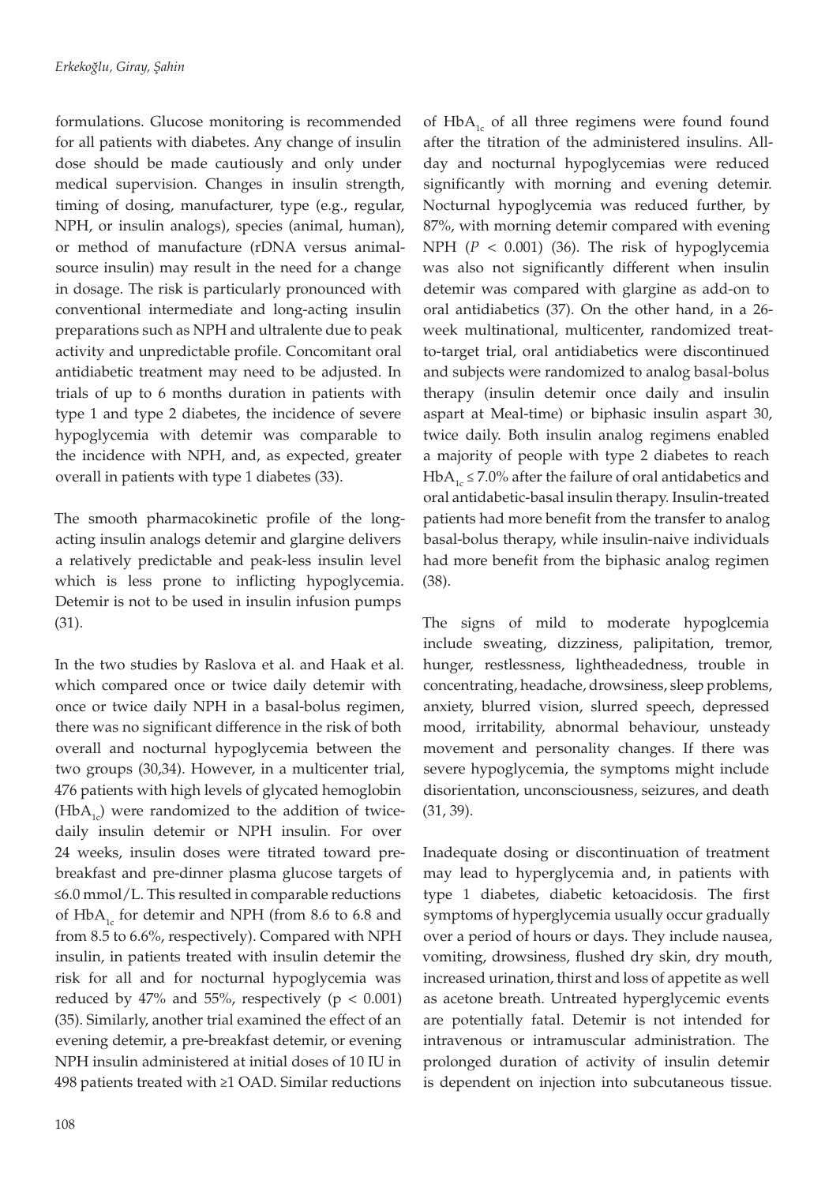formulations. Glucose monitoring is recommended for all patients with diabetes. Any change of insulin dose should be made cautiously and only under medical supervision. Changes in insulin strength, timing of dosing, manufacturer, type (e.g., regular, NPH, or insulin analogs), species (animal, human), or method of manufacture (rDNA versus animal-source insulin) may result in the need for a change in dosage. The risk is particularly pronounced with conventional intermediate and long-acting insulin preparations such as NPH and ultralente due to peak activity and unpredictable profile. Concomitant oral antidiabetic treatment may need to be adjusted. In trials of up to 6 months duration in patients with type 1 and type 2 diabetes, the incidence of severe hypoglycemia with detemir was comparable to the incidence with NPH, and, as expected, greater overall in patients with type 1 diabetes (33).

The smooth pharmacokinetic profile of the long-acting insulin analogs detemir and glargine delivers a relatively predictable and peak-less insulin level which is less prone to inflicting hypoglycemia. Detemir is not to be used in insulin infusion pumps (31).

In the two studies by Raslova et al. and Haak et al. which compared once or twice daily detemir with once or twice daily NPH in a basal-bolus regimen, there was no significant difference in the risk of both overall and nocturnal hypoglycemia between the two groups (30,34). However, in a multicenter trial, 476 patients with high levels of glycated hemoglobin ($HbA_{1c}$) were randomized to the addition of twice-daily insulin detemir or NPH insulin. For over 24 weeks, insulin doses were titrated toward pre-breakfast and pre-dinner plasma glucose targets of ≤6.0 mmol/L. This resulted in comparable reductions of $HbA_{1c}$ for detemir and NPH (from 8.6 to 6.8 and from 8.5 to 6.6%, respectively). Compared with NPH insulin, in patients treated with insulin detemir the risk for all and for nocturnal hypoglycemia was reduced by 47% and 55%, respectively ($p < 0.001$) (35). Similarly, another trial examined the effect of an evening detemir, a pre-breakfast detemir, or evening NPH insulin administered at initial doses of 10 IU in 498 patients treated with ≥1 OAD. Similar reductions of $HbA_{1c}$ of all three regimens were found found after the titration of the administered insulins. All-day and nocturnal hypoglycemias were reduced significantly with morning and evening detemir. Nocturnal hypoglycemia was reduced further, by 87%, with morning detemir compared with evening NPH ($P < 0.001$) (36). The risk of hypoglycemia was also not significantly different when insulin detemir was compared with glargine as add-on to oral antidiabetics (37). On the other hand, in a 26-week multinational, multicenter, randomized treat-to-target trial, oral antidiabetics were discontinued and subjects were randomized to analog basal-bolus therapy (insulin detemir once daily and insulin aspart at Meal-time) or biphasic insulin aspart 30, twice daily. Both insulin analog regimens enabled a majority of people with type 2 diabetes to reach $HbA_{1c}$ ≤ 7.0% after the failure of oral antidabetics and oral antidabetic-basal insulin therapy. Insulin-treated patients had more benefit from the transfer to analog basal-bolus therapy, while insulin-naive individuals had more benefit from the biphasic analog regimen (38).

The signs of mild to moderate hypoglcemia include sweating, dizziness, palipitation, tremor, hunger, restlessness, lightheadedness, trouble in concentrating, headache, drowsiness, sleep problems, anxiety, blurred vision, slurred speech, depressed mood, irritability, abnormal behaviour, unsteady movement and personality changes. If there was severe hypoglycemia, the symptoms might include disorientation, unconsciousness, seizures, and death (31, 39).

Inadequate dosing or discontinuation of treatment may lead to hyperglycemia and, in patients with type 1 diabetes, diabetic ketoacidosis. The first symptoms of hyperglycemia usually occur gradually over a period of hours or days. They include nausea, vomiting, drowsiness, flushed dry skin, dry mouth, increased urination, thirst and loss of appetite as well as acetone breath. Untreated hyperglycemic events are potentially fatal. Detemir is not intended for intravenous or intramuscular administration. The prolonged duration of activity of insulin detemir is dependent on injection into subcutaneous tissue.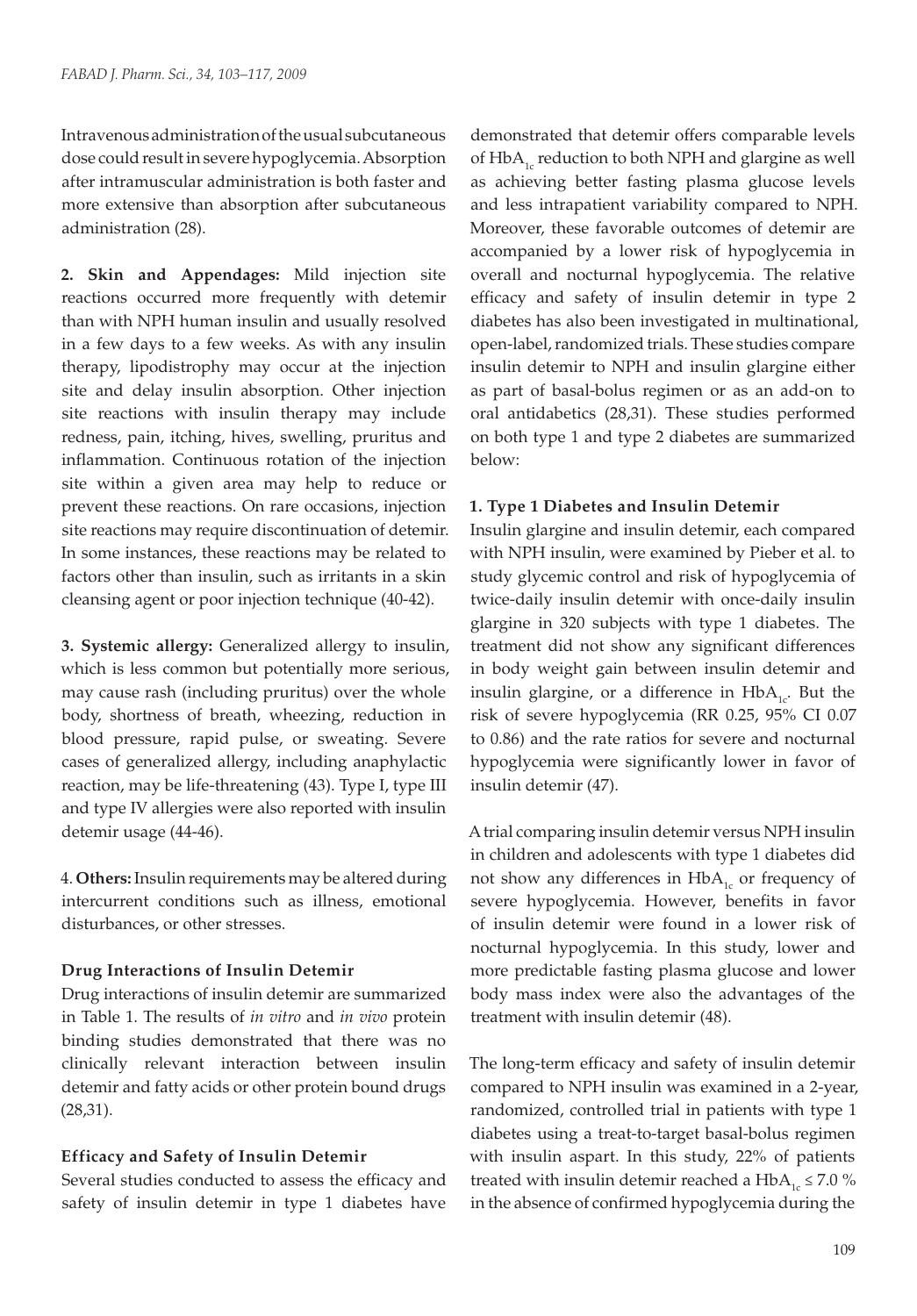Intravenous administration of the usual subcutaneous dose could result in severe hypoglycemia. Absorption after intramuscular administration is both faster and more extensive than absorption after subcutaneous administration (28).

**2. Skin and Appendages:** Mild injection site reactions occurred more frequently with detemir than with NPH human insulin and usually resolved in a few days to a few weeks. As with any insulin therapy, lipodistrophy may occur at the injection site and delay insulin absorption. Other injection site reactions with insulin therapy may include redness, pain, itching, hives, swelling, pruritus and inflammation. Continuous rotation of the injection site within a given area may help to reduce or prevent these reactions. On rare occasions, injection site reactions may require discontinuation of detemir. In some instances, these reactions may be related to factors other than insulin, such as irritants in a skin cleansing agent or poor injection technique (40-42).

**3. Systemic allergy:** Generalized allergy to insulin, which is less common but potentially more serious, may cause rash (including pruritus) over the whole body, shortness of breath, wheezing, reduction in blood pressure, rapid pulse, or sweating. Severe cases of generalized allergy, including anaphylactic reaction, may be life-threatening (43). Type I, type III and type IV allergies were also reported with insulin detemir usage (44-46).

4. **Others:** Insulin requirements may be altered during intercurrent conditions such as illness, emotional disturbances, or other stresses.

**Drug Interactions of Insulin Detemir**

Drug interactions of insulin detemir are summarized in Table 1. The results of *in vitro* and *in vivo* protein binding studies demonstrated that there was no clinically relevant interaction between insulin detemir and fatty acids or other protein bound drugs (28,31).

**Efficacy and Safety of Insulin Detemir**

Several studies conducted to assess the efficacy and safety of insulin detemir in type 1 diabetes have demonstrated that detemir offers comparable levels of $HbA_{1c}$ reduction to both NPH and glargine as well as achieving better fasting plasma glucose levels and less intrapatient variability compared to NPH. Moreover, these favorable outcomes of detemir are accompanied by a lower risk of hypoglycemia in overall and nocturnal hypoglycemia. The relative efficacy and safety of insulin detemir in type 2 diabetes has also been investigated in multinational, open-label, randomized trials. These studies compare insulin detemir to NPH and insulin glargine either as part of basal-bolus regimen or as an add-on to oral antidabetics (28,31). These studies performed on both type 1 and type 2 diabetes are summarized below:

**1. Type 1 Diabetes and Insulin Detemir**

Insulin glargine and insulin detemir, each compared with NPH insulin, were examined by Pieber et al. to study glycemic control and risk of hypoglycemia of twice-daily insulin detemir with once-daily insulin glargine in 320 subjects with type 1 diabetes. The treatment did not show any significant differences in body weight gain between insulin detemir and insulin glargine, or a difference in $HbA_{1c}$. But the risk of severe hypoglycemia (RR 0.25, 95% CI 0.07 to 0.86) and the rate ratios for severe and nocturnal hypoglycemia were significantly lower in favor of insulin detemir (47).

A trial comparing insulin detemir versus NPH insulin in children and adolescents with type 1 diabetes did not show any differences in $HbA_{1c}$ or frequency of severe hypoglycemia. However, benefits in favor of insulin detemir were found in a lower risk of nocturnal hypoglycemia. In this study, lower and more predictable fasting plasma glucose and lower body mass index were also the advantages of the treatment with insulin detemir (48).

The long-term efficacy and safety of insulin detemir compared to NPH insulin was examined in a 2-year, randomized, controlled trial in patients with type 1 diabetes using a treat-to-target basal-bolus regimen with insulin aspart. In this study, 22% of patients treated with insulin detemir reached a $HbA_{1c} \leq 7.0$ % in the absence of confirmed hypoglycemia during the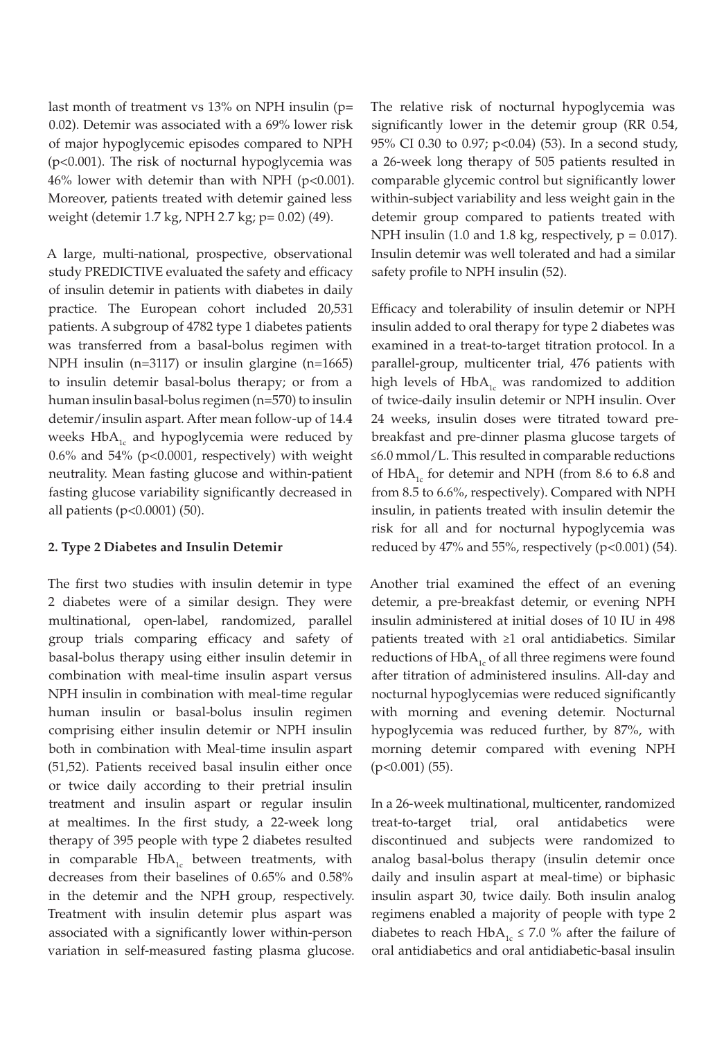last month of treatment vs 13% on NPH insulin ($p = 0.02$). Detemir was associated with a 69% lower risk of major hypoglycemic episodes compared to NPH ($p<0.001$). The risk of nocturnal hypoglycemia was 46% lower with detemir than with NPH ($p<0.001$). Moreover, patients treated with detemir gained less weight (detemir 1.7 kg, NPH 2.7 kg; $p = 0.02$) (49).

A large, multi-national, prospective, observational study PREDICTIVE evaluated the safety and efficacy of insulin detemir in patients with diabetes in daily practice. The European cohort included 20,531 patients. A subgroup of 4782 type 1 diabetes patients was transferred from a basal-bolus regimen with NPH insulin (n=3117) or insulin glargine (n=1665) to insulin detemir basal-bolus therapy; or from a human insulin basal-bolus regimen (n=570) to insulin detemir/insulin aspart. After mean follow-up of 14.4 weeks $HbA_{1c}$ and hypoglycemia were reduced by 0.6% and 54% ($p<0.0001$, respectively) with weight neutrality. Mean fasting glucose and within-patient fasting glucose variability significantly decreased in all patients ($p<0.0001$) (50).

**2. Type 2 Diabetes and Insulin Detemir**

The first two studies with insulin detemir in type 2 diabetes were of a similar design. They were multinational, open-label, randomized, parallel group trials comparing efficacy and safety of basal-bolus therapy using either insulin detemir in combination with meal-time insulin aspart versus NPH insulin in combination with meal-time regular human insulin or basal-bolus insulin regimen comprising either insulin detemir or NPH insulin both in combination with Meal-time insulin aspart (51,52). Patients received basal insulin either once or twice daily according to their pretrial insulin treatment and insulin aspart or regular insulin at mealtimes. In the first study, a 22-week long therapy of 395 people with type 2 diabetes resulted in comparable $HbA_{1c}$ between treatments, with decreases from their baselines of 0.65% and 0.58% in the detemir and the NPH group, respectively. Treatment with insulin detemir plus aspart was associated with a significantly lower within-person variation in self-measured fasting plasma glucose. The relative risk of nocturnal hypoglycemia was significantly lower in the detemir group (RR 0.54, 95% CI 0.30 to 0.97; $p<0.04$) (53). In a second study, a 26-week long therapy of 505 patients resulted in comparable glycemic control but significantly lower within-subject variability and less weight gain in the detemir group compared to patients treated with NPH insulin (1.0 and 1.8 kg, respectively, $p = 0.017$). Insulin detemir was well tolerated and had a similar safety profile to NPH insulin (52).

Efficacy and tolerability of insulin detemir or NPH insulin added to oral therapy for type 2 diabetes was examined in a treat-to-target titration protocol. In a parallel-group, multicenter trial, 476 patients with high levels of $HbA_{1c}$ was randomized to addition of twice-daily insulin detemir or NPH insulin. Over 24 weeks, insulin doses were titrated toward pre-breakfast and pre-dinner plasma glucose targets of ≤6.0 mmol/L. This resulted in comparable reductions of $HbA_{1c}$ for detemir and NPH (from 8.6 to 6.8 and from 8.5 to 6.6%, respectively). Compared with NPH insulin, in patients treated with insulin detemir the risk for all and for nocturnal hypoglycemia was reduced by 47% and 55%, respectively ($p<0.001$) (54).

Another trial examined the effect of an evening detemir, a pre-breakfast detemir, or evening NPH insulin administered at initial doses of 10 IU in 498 patients treated with ≥1 oral antidiabetics. Similar reductions of $HbA_{1c}$ of all three regimens were found after titration of administered insulins. All-day and nocturnal hypoglycemias were reduced significantly with morning and evening detemir. Nocturnal hypoglycemia was reduced further, by 87%, with morning detemir compared with evening NPH ($p<0.001$) (55).

In a 26-week multinational, multicenter, randomized treat-to-target trial, oral antidabetics were discontinued and subjects were randomized to analog basal-bolus therapy (insulin detemir once daily and insulin aspart at meal-time) or biphasic insulin aspart 30, twice daily. Both insulin analog regimens enabled a majority of people with type 2 diabetes to reach $HbA_{1c} \leq 7.0$ % after the failure of oral antidiabetics and oral antidiabetic-basal insulin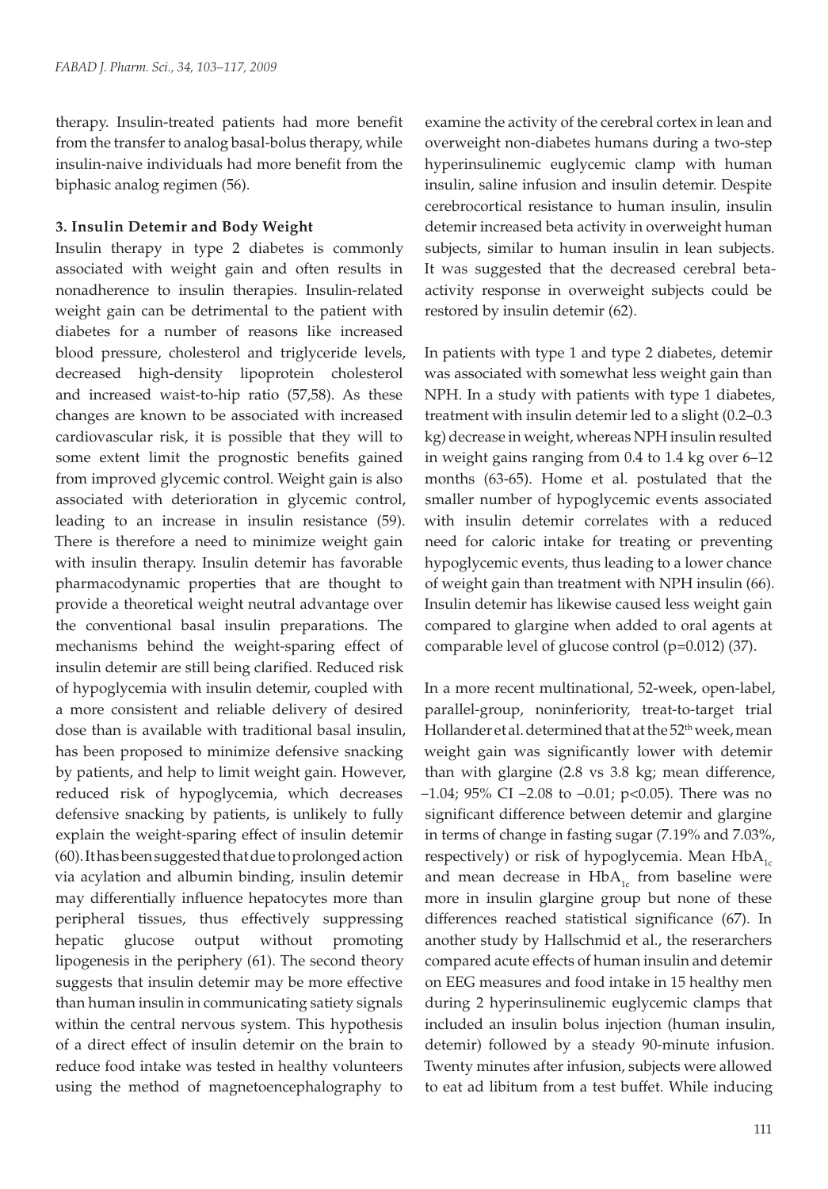therapy. Insulin-treated patients had more benefit from the transfer to analog basal-bolus therapy, while insulin-naive individuals had more benefit from the biphasic analog regimen (56).

### 3. Insulin Detemir and Body Weight

Insulin therapy in type 2 diabetes is commonly associated with weight gain and often results in nonadherence to insulin therapies. Insulin-related weight gain can be detrimental to the patient with diabetes for a number of reasons like increased blood pressure, cholesterol and triglyceride levels, decreased high-density lipoprotein cholesterol and increased waist-to-hip ratio (57,58). As these changes are known to be associated with increased cardiovascular risk, it is possible that they will to some extent limit the prognostic benefits gained from improved glycemic control. Weight gain is also associated with deterioration in glycemic control, leading to an increase in insulin resistance (59). There is therefore a need to minimize weight gain with insulin therapy. Insulin detemir has favorable pharmacodynamic properties that are thought to provide a theoretical weight neutral advantage over the conventional basal insulin preparations. The mechanisms behind the weight-sparing effect of insulin detemir are still being clarified. Reduced risk of hypoglycemia with insulin detemir, coupled with a more consistent and reliable delivery of desired dose than is available with traditional basal insulin, has been proposed to minimize defensive snacking by patients, and help to limit weight gain. However, reduced risk of hypoglycemia, which decreases defensive snacking by patients, is unlikely to fully explain the weight-sparing effect of insulin detemir (60). It has been suggested that due to prolonged action via acylation and albumin binding, insulin detemir may differentially influence hepatocytes more than peripheral tissues, thus effectively suppressing hepatic glucose output without promoting lipogenesis in the periphery (61). The second theory suggests that insulin detemir may be more effective than human insulin in communicating satiety signals within the central nervous system. This hypothesis of a direct effect of insulin detemir on the brain to reduce food intake was tested in healthy volunteers using the method of magnetoencephalography to examine the activity of the cerebral cortex in lean and overweight non-diabetes humans during a two-step hyperinsulinemic euglycemic clamp with human insulin, saline infusion and insulin detemir. Despite cerebrocortical resistance to human insulin, insulin detemir increased beta activity in overweight human subjects, similar to human insulin in lean subjects. It was suggested that the decreased cerebral beta-activity response in overweight subjects could be restored by insulin detemir (62).

In patients with type 1 and type 2 diabetes, detemir was associated with somewhat less weight gain than NPH. In a study with patients with type 1 diabetes, treatment with insulin detemir led to a slight (0.2–0.3 kg) decrease in weight, whereas NPH insulin resulted in weight gains ranging from 0.4 to 1.4 kg over 6–12 months (63-65). Home et al. postulated that the smaller number of hypoglycemic events associated with insulin detemir correlates with a reduced need for caloric intake for treating or preventing hypoglycemic events, thus leading to a lower chance of weight gain than treatment with NPH insulin (66). Insulin detemir has likewise caused less weight gain compared to glargine when added to oral agents at comparable level of glucose control ($p=0.012$) (37).

In a more recent multinational, 52-week, open-label, parallel-group, noninferiority, treat-to-target trial Hollander et al. determined that at the 52[th] week, mean weight gain was significantly lower with detemir than with glargine (2.8 vs 3.8 kg; mean difference, –1.04; 95% CI –2.08 to –0.01; $p<0.05$). There was no significant difference between detemir and glargine in terms of change in fasting sugar (7.19% and 7.03%, respectively) or risk of hypoglycemia. Mean $HbA_{1c}$ and mean decrease in $HbA_{1c}$ from baseline were more in insulin glargine group but none of these differences reached statistical significance (67). In another study by Hallschmid et al., the reserarchers compared acute effects of human insulin and detemir on EEG measures and food intake in 15 healthy men during 2 hyperinsulinemic euglycemic clamps that included an insulin bolus injection (human insulin, detemir) followed by a steady 90-minute infusion. Twenty minutes after infusion, subjects were allowed to eat ad libitum from a test buffet. While inducing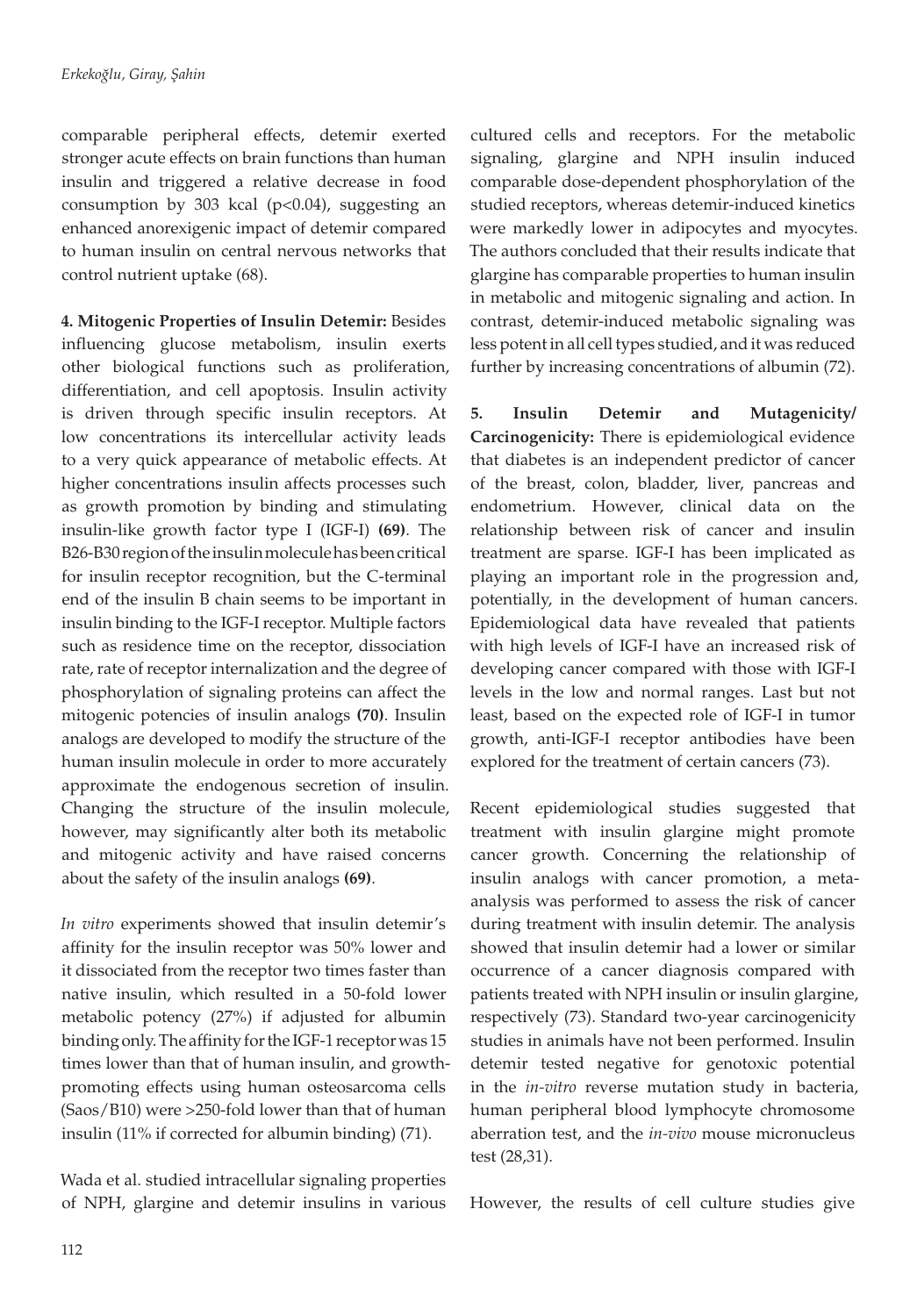comparable peripheral effects, detemir exerted stronger acute effects on brain functions than human insulin and triggered a relative decrease in food consumption by 303 kcal ($p<0.04$), suggesting an enhanced anorexigenic impact of detemir compared to human insulin on central nervous networks that control nutrient uptake (68).

**4. Mitogenic Properties of Insulin Detemir:** Besides influencing glucose metabolism, insulin exerts other biological functions such as proliferation, differentiation, and cell apoptosis. Insulin activity is driven through specific insulin receptors. At low concentrations its intercellular activity leads to a very quick appearance of metabolic effects. At higher concentrations insulin affects processes such as growth promotion by binding and stimulating insulin-like growth factor type I (IGF-I) **(69)**. The B26-B30 region of the insulin molecule has been critical for insulin receptor recognition, but the C-terminal end of the insulin B chain seems to be important in insulin binding to the IGF-I receptor. Multiple factors such as residence time on the receptor, dissociation rate, rate of receptor internalization and the degree of phosphorylation of signaling proteins can affect the mitogenic potencies of insulin analogs **(70)**. Insulin analogs are developed to modify the structure of the human insulin molecule in order to more accurately approximate the endogenous secretion of insulin. Changing the structure of the insulin molecule, however, may significantly alter both its metabolic and mitogenic activity and have raised concerns about the safety of the insulin analogs **(69)**.

*In vitro* experiments showed that insulin detemir's affinity for the insulin receptor was 50% lower and it dissociated from the receptor two times faster than native insulin, which resulted in a 50-fold lower metabolic potency (27%) if adjusted for albumin binding only. The affinity for the IGF-1 receptor was 15 times lower than that of human insulin, and growth-promoting effects using human osteosarcoma cells (Saos/B10) were >250-fold lower than that of human insulin (11% if corrected for albumin binding) (71).

Wada et al. studied intracellular signaling properties of NPH, glargine and detemir insulins in various cultured cells and receptors. For the metabolic signaling, glargine and NPH insulin induced comparable dose-dependent phosphorylation of the studied receptors, whereas detemir-induced kinetics were markedly lower in adipocytes and myocytes. The authors concluded that their results indicate that glargine has comparable properties to human insulin in metabolic and mitogenic signaling and action. In contrast, detemir-induced metabolic signaling was less potent in all cell types studied, and it was reduced further by increasing concentrations of albumin (72).

**5. Insulin Detemir and Mutagenicity/ Carcinogenicity:** There is epidemiological evidence that diabetes is an independent predictor of cancer of the breast, colon, bladder, liver, pancreas and endometrium. However, clinical data on the relationship between risk of cancer and insulin treatment are sparse. IGF-I has been implicated as playing an important role in the progression and, potentially, in the development of human cancers. Epidemiological data have revealed that patients with high levels of IGF-I have an increased risk of developing cancer compared with those with IGF-I levels in the low and normal ranges. Last but not least, based on the expected role of IGF-I in tumor growth, anti-IGF-I receptor antibodies have been explored for the treatment of certain cancers (73).

Recent epidemiological studies suggested that treatment with insulin glargine might promote cancer growth. Concerning the relationship of insulin analogs with cancer promotion, a meta-analysis was performed to assess the risk of cancer during treatment with insulin detemir. The analysis showed that insulin detemir had a lower or similar occurrence of a cancer diagnosis compared with patients treated with NPH insulin or insulin glargine, respectively (73). Standard two-year carcinogenicity studies in animals have not been performed. Insulin detemir tested negative for genotoxic potential in the *in-vitro* reverse mutation study in bacteria, human peripheral blood lymphocyte chromosome aberration test, and the *in-vivo* mouse micronucleus test (28,31).

However, the results of cell culture studies give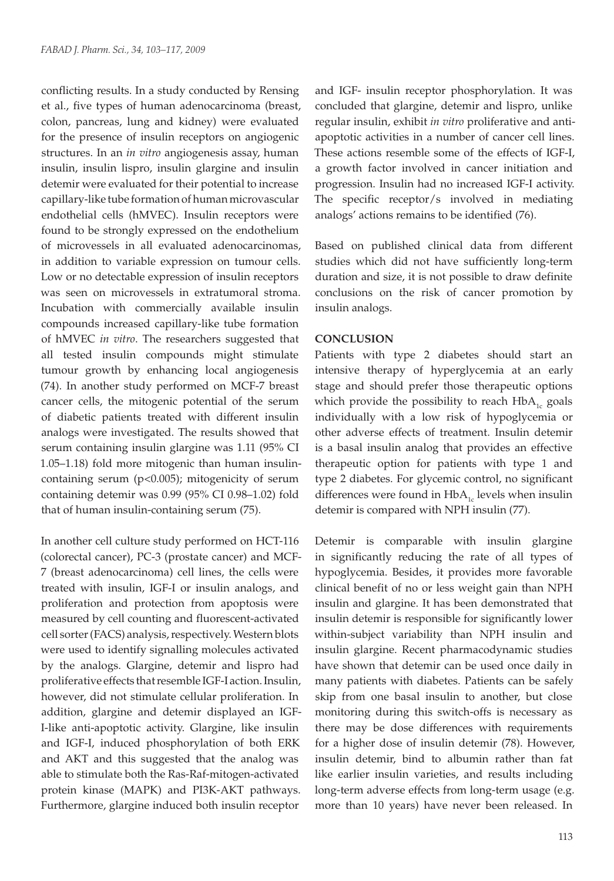conflicting results. In a study conducted by Rensing et al., five types of human adenocarcinoma (breast, colon, pancreas, lung and kidney) were evaluated for the presence of insulin receptors on angiogenic structures. In an *in vitro* angiogenesis assay, human insulin, insulin lispro, insulin glargine and insulin detemir were evaluated for their potential to increase capillary-like tube formation of human microvascular endothelial cells (hMVEC). Insulin receptors were found to be strongly expressed on the endothelium of microvessels in all evaluated adenocarcinomas, in addition to variable expression on tumour cells. Low or no detectable expression of insulin receptors was seen on microvessels in extratumoral stroma. Incubation with commercially available insulin compounds increased capillary-like tube formation of hMVEC *in vitro*. The researchers suggested that all tested insulin compounds might stimulate tumour growth by enhancing local angiogenesis (74). In another study performed on MCF-7 breast cancer cells, the mitogenic potential of the serum of diabetic patients treated with different insulin analogs were investigated. The results showed that serum containing insulin glargine was 1.11 (95% CI 1.05–1.18) fold more mitogenic than human insulin-containing serum ($p<0.005$); mitogenicity of serum containing detemir was 0.99 (95% CI 0.98–1.02) fold that of human insulin-containing serum (75).

In another cell culture study performed on HCT-116 (colorectal cancer), PC-3 (prostate cancer) and MCF-7 (breast adenocarcinoma) cell lines, the cells were treated with insulin, IGF-I or insulin analogs, and proliferation and protection from apoptosis were measured by cell counting and fluorescent-activated cell sorter (FACS) analysis, respectively. Western blots were used to identify signalling molecules activated by the analogs. Glargine, detemir and lispro had proliferative effects that resemble IGF-I action. Insulin, however, did not stimulate cellular proliferation. In addition, glargine and detemir displayed an IGF-I-like anti-apoptotic activity. Glargine, like insulin and IGF-I, induced phosphorylation of both ERK and AKT and this suggested that the analog was able to stimulate both the Ras-Raf-mitogen-activated protein kinase (MAPK) and PI3K-AKT pathways. Furthermore, glargine induced both insulin receptor and IGF- insulin receptor phosphorylation. It was concluded that glargine, detemir and lispro, unlike regular insulin, exhibit *in vitro* proliferative and anti-apoptotic activities in a number of cancer cell lines. These actions resemble some of the effects of IGF-I, a growth factor involved in cancer initiation and progression. Insulin had no increased IGF-I activity. The specific receptor/s involved in mediating analogs' actions remains to be identified (76).

Based on published clinical data from different studies which did not have sufficiently long-term duration and size, it is not possible to draw definite conclusions on the risk of cancer promotion by insulin analogs.

## CONCLUSION

Patients with type 2 diabetes should start an intensive therapy of hyperglycemia at an early stage and should prefer those therapeutic options which provide the possibility to reach $HbA_{1c}$ goals individually with a low risk of hypoglycemia or other adverse effects of treatment. Insulin detemir is a basal insulin analog that provides an effective therapeutic option for patients with type 1 and type 2 diabetes. For glycemic control, no significant differences were found in $HbA_{1c}$ levels when insulin detemir is compared with NPH insulin (77).

Detemir is comparable with insulin glargine in significantly reducing the rate of all types of hypoglycemia. Besides, it provides more favorable clinical benefit of no or less weight gain than NPH insulin and glargine. It has been demonstrated that insulin detemir is responsible for significantly lower within-subject variability than NPH insulin and insulin glargine. Recent pharmacodynamic studies have shown that detemir can be used once daily in many patients with diabetes. Patients can be safely skip from one basal insulin to another, but close monitoring during this switch-offs is necessary as there may be dose differences with requirements for a higher dose of insulin detemir (78). However, insulin detemir, bind to albumin rather than fat like earlier insulin varieties, and results including long-term adverse effects from long-term usage (e.g. more than 10 years) have never been released. In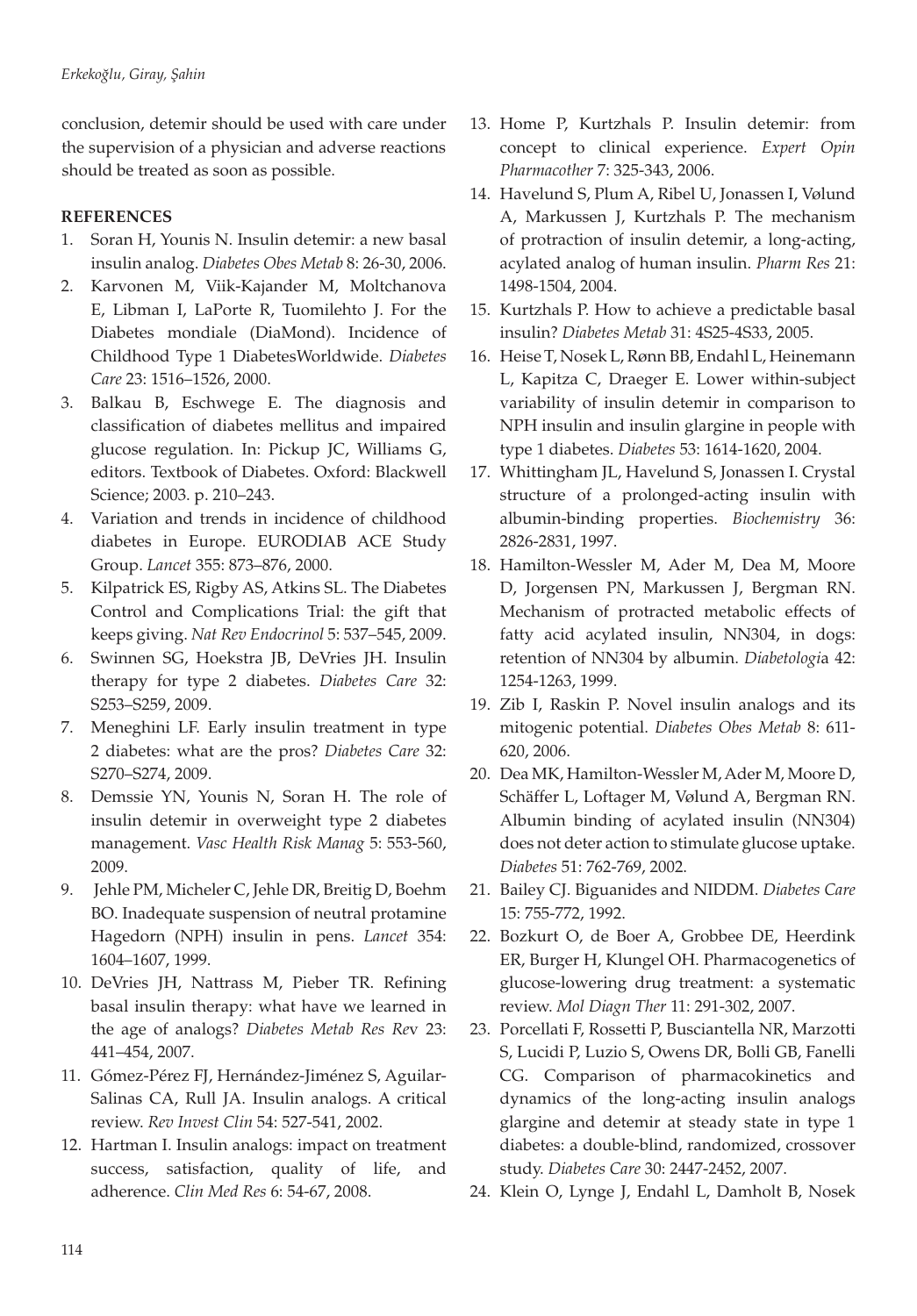conclusion, detemir should be used with care under the supervision of a physician and adverse reactions should be treated as soon as possible.

**REFERENCES**

1. Soran H, Younis N. Insulin detemir: a new basal insulin analog. *Diabetes Obes Metab* 8: 26-30, 2006.
2. Karvonen M, Viik-Kajander M, Moltchanova E, Libman I, LaPorte R, Tuomilehto J. For the Diabetes mondiale (DiaMond). Incidence of Childhood Type 1 DiabetesWorldwide. *Diabetes Care* 23: 1516–1526, 2000.
3. Balkau B, Eschwege E. The diagnosis and classification of diabetes mellitus and impaired glucose regulation. In: Pickup JC, Williams G, editors. Textbook of Diabetes. Oxford: Blackwell Science; 2003. p. 210–243.
4. Variation and trends in incidence of childhood diabetes in Europe. EURODIAB ACE Study Group. *Lancet* 355: 873–876, 2000.
5. Kilpatrick ES, Rigby AS, Atkins SL. The Diabetes Control and Complications Trial: the gift that keeps giving. *Nat Rev Endocrinol* 5: 537–545, 2009.
6. Swinnen SG, Hoekstra JB, DeVries JH. Insulin therapy for type 2 diabetes. *Diabetes Care* 32: S253–S259, 2009.
7. Meneghini LF. Early insulin treatment in type 2 diabetes: what are the pros? *Diabetes Care* 32: S270–S274, 2009.
8. Demssie YN, Younis N, Soran H. The role of insulin detemir in overweight type 2 diabetes management. *Vasc Health Risk Manag* 5: 553-560, 2009.
9. Jehle PM, Micheler C, Jehle DR, Breitig D, Boehm BO. Inadequate suspension of neutral protamine Hagedorn (NPH) insulin in pens. *Lancet* 354: 1604–1607, 1999.
10. DeVries JH, Nattrass M, Pieber TR. Refining basal insulin therapy: what have we learned in the age of analogs? *Diabetes Metab Res Rev* 23: 441–454, 2007.
11. Gómez-Pérez FJ, Hernández-Jiménez S, Aguilar-Salinas CA, Rull JA. Insulin analogs. A critical review. *Rev Invest Clin* 54: 527-541, 2002.
12. Hartman I. Insulin analogs: impact on treatment success, satisfaction, quality of life, and adherence. *Clin Med Res* 6: 54-67, 2008.
13. Home P, Kurtzhals P. Insulin detemir: from concept to clinical experience. *Expert Opin Pharmacother* 7: 325-343, 2006.
14. Havelund S, Plum A, Ribel U, Jonassen I, Vølund A, Markussen J, Kurtzhals P. The mechanism of protraction of insulin detemir, a long-acting, acylated analog of human insulin. *Pharm Res* 21: 1498-1504, 2004.
15. Kurtzhals P. How to achieve a predictable basal insulin? *Diabetes Metab* 31: 4S25-4S33, 2005.
16. Heise T, Nosek L, Rønn BB, Endahl L, Heinemann L, Kapitza C, Draeger E. Lower within-subject variability of insulin detemir in comparison to NPH insulin and insulin glargine in people with type 1 diabetes. *Diabetes* 53: 1614-1620, 2004.
17. Whittingham JL, Havelund S, Jonassen I. Crystal structure of a prolonged-acting insulin with albumin-binding properties. *Biochemistry* 36: 2826-2831, 1997.
18. Hamilton-Wessler M, Ader M, Dea M, Moore D, Jorgensen PN, Markussen J, Bergman RN. Mechanism of protracted metabolic effects of fatty acid acylated insulin, NN304, in dogs: retention of NN304 by albumin. *Diabetologia* 42: 1254-1263, 1999.
19. Zib I, Raskin P. Novel insulin analogs and its mitogenic potential. *Diabetes Obes Metab* 8: 611-620, 2006.
20. Dea MK, Hamilton-Wessler M, Ader M, Moore D, Schäffer L, Loftager M, Vølund A, Bergman RN. Albumin binding of acylated insulin (NN304) does not deter action to stimulate glucose uptake. *Diabetes* 51: 762-769, 2002.
21. Bailey CJ. Biguanides and NIDDM. *Diabetes Care* 15: 755-772, 1992.
22. Bozkurt O, de Boer A, Grobbee DE, Heerdink ER, Burger H, Klungel OH. Pharmacogenetics of glucose-lowering drug treatment: a systematic review. *Mol Diagn Ther* 11: 291-302, 2007.
23. Porcellati F, Rossetti P, Busciantella NR, Marzotti S, Lucidi P, Luzio S, Owens DR, Bolli GB, Fanelli CG. Comparison of pharmacokinetics and dynamics of the long-acting insulin analogs glargine and detemir at steady state in type 1 diabetes: a double-blind, randomized, crossover study. *Diabetes Care* 30: 2447-2452, 2007.
24. Klein O, Lynge J, Endahl L, Damholt B, Nosek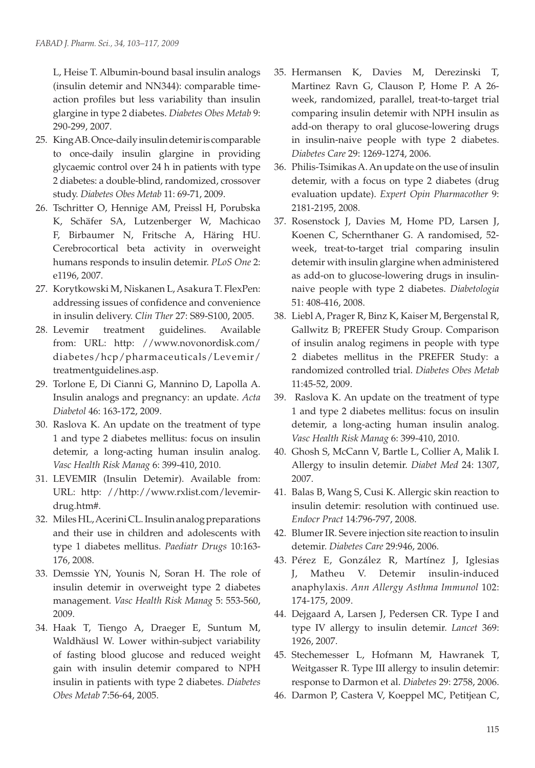L, Heise T. Albumin-bound basal insulin analogs (insulin detemir and NN344): comparable time-action profiles but less variability than insulin glargine in type 2 diabetes. *Diabetes Obes Metab* 9: 290-299, 2007.

25. King AB. Once-daily insulin detemir is comparable to once-daily insulin glargine in providing glycaemic control over 24 h in patients with type 2 diabetes: a double-blind, randomized, crossover study. *Diabetes Obes Metab* 11: 69-71, 2009.
26. Tschritter O, Hennige AM, Preissl H, Porubska K, Schäfer SA, Lutzenberger W, Machicao F, Birbaumer N, Fritsche A, Häring HU. Cerebrocortical beta activity in overweight humans responds to insulin detemir. *PLoS One* 2: e1196, 2007.
27. Korytkowski M, Niskanen L, Asakura T. FlexPen: addressing issues of confidence and convenience in insulin delivery. *Clin Ther* 27: S89-S100, 2005.
28. Levemir treatment guidelines. Available from: URL: http: //www.novonordisk.com/diabetes/hcp/pharmaceuticals/Levemir/treatmentguidelines.asp.
29. Torlone E, Di Cianni G, Mannino D, Lapolla A. Insulin analogs and pregnancy: an update. *Acta Diabetol* 46: 163-172, 2009.
30. Raslova K. An update on the treatment of type 1 and type 2 diabetes mellitus: focus on insulin detemir, a long-acting human insulin analog. *Vasc Health Risk Manag* 6: 399-410, 2010.
31. LEVEMIR (Insulin Detemir). Available from: URL: http: //http://www.rxlist.com/levemir-drug.htm#.
32. Miles HL, Acerini CL. Insulin analog preparations and their use in children and adolescents with type 1 diabetes mellitus. *Paediatr Drugs* 10:163-176, 2008.
33. Demssie YN, Younis N, Soran H. The role of insulin detemir in overweight type 2 diabetes management. *Vasc Health Risk Manag* 5: 553-560, 2009.
34. Haak T, Tiengo A, Draeger E, Suntum M, Waldhäusl W. Lower within-subject variability of fasting blood glucose and reduced weight gain with insulin detemir compared to NPH insulin in patients with type 2 diabetes. *Diabetes Obes Metab* 7:56-64, 2005.
35. Hermansen K, Davies M, Derezinski T, Martinez Ravn G, Clauson P, Home P. A 26-week, randomized, parallel, treat-to-target trial comparing insulin detemir with NPH insulin as add-on therapy to oral glucose-lowering drugs in insulin-naive people with type 2 diabetes. *Diabetes Care* 29: 1269-1274, 2006.
36. Philis-Tsimikas A. An update on the use of insulin detemir, with a focus on type 2 diabetes (drug evaluation update). *Expert Opin Pharmacother* 9: 2181-2195, 2008.
37. Rosenstock J, Davies M, Home PD, Larsen J, Koenen C, Schernthaner G. A randomised, 52-week, treat-to-target trial comparing insulin detemir with insulin glargine when administered as add-on to glucose-lowering drugs in insulin-naive people with type 2 diabetes. *Diabetologia* 51: 408-416, 2008.
38. Liebl A, Prager R, Binz K, Kaiser M, Bergenstal R, Gallwitz B; PREFER Study Group. Comparison of insulin analog regimens in people with type 2 diabetes mellitus in the PREFER Study: a randomized controlled trial. *Diabetes Obes Metab* 11:45-52, 2009.
39. Raslova K. An update on the treatment of type 1 and type 2 diabetes mellitus: focus on insulin detemir, a long-acting human insulin analog. *Vasc Health Risk Manag* 6: 399-410, 2010.
40. Ghosh S, McCann V, Bartle L, Collier A, Malik I. Allergy to insulin detemir. *Diabet Med* 24: 1307, 2007.
41. Balas B, Wang S, Cusi K. Allergic skin reaction to insulin detemir: resolution with continued use. *Endocr Pract* 14:796-797, 2008.
42. Blumer IR. Severe injection site reaction to insulin detemir. *Diabetes Care* 29:946, 2006.
43. Pérez E, González R, Martínez J, Iglesias J, Matheu V. Detemir insulin-induced anaphylaxis. *Ann Allergy Asthma Immunol* 102: 174-175, 2009.
44. Dejgaard A, Larsen J, Pedersen CR. Type I and type IV allergy to insulin detemir. *Lancet* 369: 1926, 2007.
45. Stechemesser L, Hofmann M, Hawranek T, Weitgasser R. Type III allergy to insulin detemir: response to Darmon et al. *Diabetes* 29: 2758, 2006.
46. Darmon P, Castera V, Koeppel MC, Petitjean C,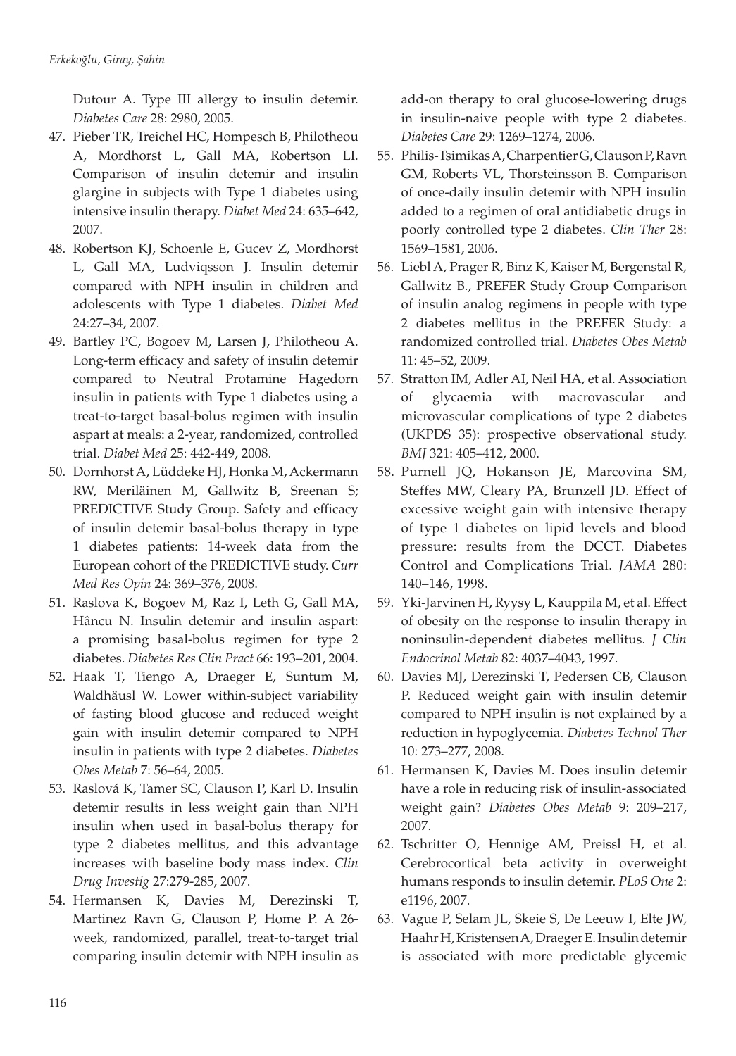Dutour A. Type III allergy to insulin detemir. *Diabetes Care* 28: 2980, 2005.

47. Pieber TR, Treichel HC, Hompesch B, Philotheou A, Mordhorst L, Gall MA, Robertson LI. Comparison of insulin detemir and insulin glargine in subjects with Type 1 diabetes using intensive insulin therapy. *Diabet Med* 24: 635–642, 2007.
48. Robertson KJ, Schoenle E, Gucev Z, Mordhorst L, Gall MA, Ludviqsson J. Insulin detemir compared with NPH insulin in children and adolescents with Type 1 diabetes. *Diabet Med* 24:27–34, 2007.
49. Bartley PC, Bogoev M, Larsen J, Philotheou A. Long-term efficacy and safety of insulin detemir compared to Neutral Protamine Hagedorn insulin in patients with Type 1 diabetes using a treat-to-target basal-bolus regimen with insulin aspart at meals: a 2-year, randomized, controlled trial. *Diabet Med* 25: 442-449, 2008.
50. Dornhorst A, Lüddeke HJ, Honka M, Ackermann RW, Meriläinen M, Gallwitz B, Sreenan S; PREDICTIVE Study Group. Safety and efficacy of insulin detemir basal-bolus therapy in type 1 diabetes patients: 14-week data from the European cohort of the PREDICTIVE study. *Curr Med Res Opin* 24: 369–376, 2008.
51. Raslova K, Bogoev M, Raz I, Leth G, Gall MA, Hâncu N. Insulin detemir and insulin aspart: a promising basal-bolus regimen for type 2 diabetes. *Diabetes Res Clin Pract* 66: 193–201, 2004.
52. Haak T, Tiengo A, Draeger E, Suntum M, Waldhäusl W. Lower within-subject variability of fasting blood glucose and reduced weight gain with insulin detemir compared to NPH insulin in patients with type 2 diabetes. *Diabetes Obes Metab* 7: 56–64, 2005.
53. Raslová K, Tamer SC, Clauson P, Karl D. Insulin detemir results in less weight gain than NPH insulin when used in basal-bolus therapy for type 2 diabetes mellitus, and this advantage increases with baseline body mass index. *Clin Drug Investig* 27:279-285, 2007.
54. Hermansen K, Davies M, Derezinski T, Martinez Ravn G, Clauson P, Home P. A 26-week, randomized, parallel, treat-to-target trial comparing insulin detemir with NPH insulin as add-on therapy to oral glucose-lowering drugs in insulin-naive people with type 2 diabetes. *Diabetes Care* 29: 1269–1274, 2006.
55. Philis-Tsimikas A, Charpentier G, Clauson P, Ravn GM, Roberts VL, Thorsteinsson B. Comparison of once-daily insulin detemir with NPH insulin added to a regimen of oral antidiabetic drugs in poorly controlled type 2 diabetes. *Clin Ther* 28: 1569–1581, 2006.
56. Liebl A, Prager R, Binz K, Kaiser M, Bergenstal R, Gallwitz B., PREFER Study Group Comparison of insulin analog regimens in people with type 2 diabetes mellitus in the PREFER Study: a randomized controlled trial. *Diabetes Obes Metab* 11: 45–52, 2009.
57. Stratton IM, Adler AI, Neil HA, et al. Association of glycaemia with macrovascular and microvascular complications of type 2 diabetes (UKPDS 35): prospective observational study. *BMJ* 321: 405–412, 2000.
58. Purnell JQ, Hokanson JE, Marcovina SM, Steffes MW, Cleary PA, Brunzell JD. Effect of excessive weight gain with intensive therapy of type 1 diabetes on lipid levels and blood pressure: results from the DCCT. Diabetes Control and Complications Trial. *JAMA* 280: 140–146, 1998.
59. Yki-Jarvinen H, Ryysy L, Kauppila M, et al. Effect of obesity on the response to insulin therapy in noninsulin-dependent diabetes mellitus. *J Clin Endocrinol Metab* 82: 4037–4043, 1997.
60. Davies MJ, Derezinski T, Pedersen CB, Clauson P. Reduced weight gain with insulin detemir compared to NPH insulin is not explained by a reduction in hypoglycemia. *Diabetes Technol Ther* 10: 273–277, 2008.
61. Hermansen K, Davies M. Does insulin detemir have a role in reducing risk of insulin-associated weight gain? *Diabetes Obes Metab* 9: 209–217, 2007.
62. Tschritter O, Hennige AM, Preissl H, et al. Cerebrocortical beta activity in overweight humans responds to insulin detemir. *PLoS One* 2: e1196, 2007.
63. Vague P, Selam JL, Skeie S, De Leeuw I, Elte JW, Haahr H, Kristensen A, Draeger E. Insulin detemir is associated with more predictable glycemic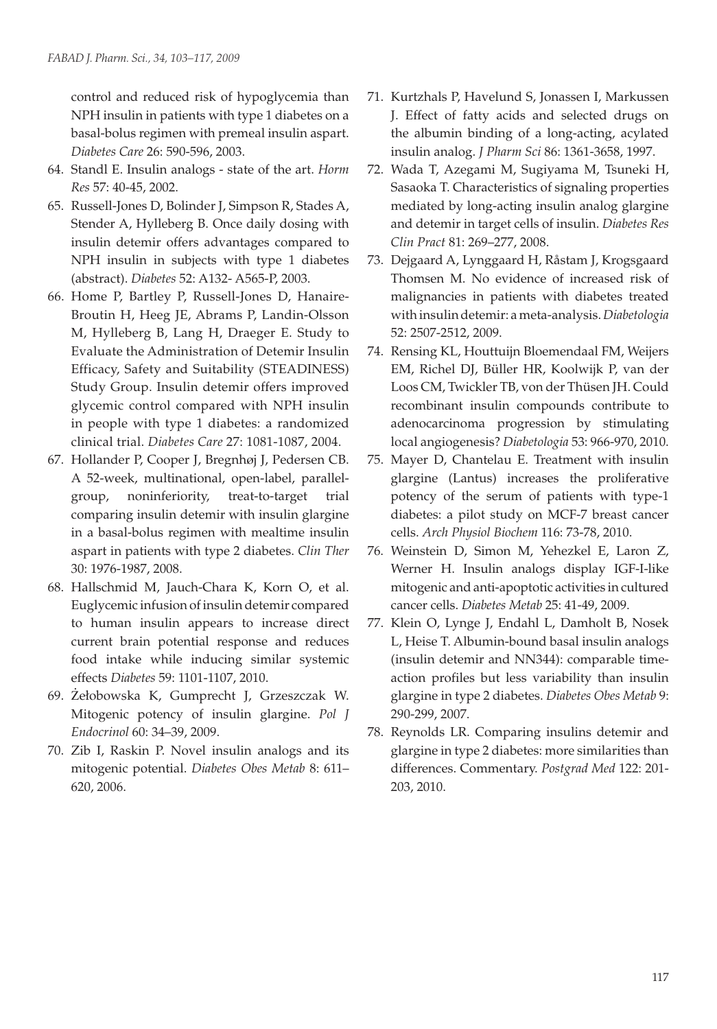control and reduced risk of hypoglycemia than NPH insulin in patients with type 1 diabetes on a basal-bolus regimen with premeal insulin aspart. *Diabetes Care* 26: 590-596, 2003.

64. Standl E. Insulin analogs - state of the art. *Horm Res* 57: 40-45, 2002.
65. Russell-Jones D, Bolinder J, Simpson R, Stades A, Stender A, Hylleberg B. Once daily dosing with insulin detemir offers advantages compared to NPH insulin in subjects with type 1 diabetes (abstract). *Diabetes* 52: A132- A565-P, 2003.
66. Home P, Bartley P, Russell-Jones D, Hanaire-Broutin H, Heeg JE, Abrams P, Landin-Olsson M, Hylleberg B, Lang H, Draeger E. Study to Evaluate the Administration of Detemir Insulin Efficacy, Safety and Suitability (STEADINESS) Study Group. Insulin detemir offers improved glycemic control compared with NPH insulin in people with type 1 diabetes: a randomized clinical trial. *Diabetes Care* 27: 1081-1087, 2004.
67. Hollander P, Cooper J, Bregnhøj J, Pedersen CB. A 52-week, multinational, open-label, parallel-group, noninferiority, treat-to-target trial comparing insulin detemir with insulin glargine in a basal-bolus regimen with mealtime insulin aspart in patients with type 2 diabetes. *Clin Ther* 30: 1976-1987, 2008.
68. Hallschmid M, Jauch-Chara K, Korn O, et al. Euglycemic infusion of insulin detemir compared to human insulin appears to increase direct current brain potential response and reduces food intake while inducing similar systemic effects *Diabetes* 59: 1101-1107, 2010.
69. Żełobowska K, Gumprecht J, Grzeszczak W. Mitogenic potency of insulin glargine. *Pol J Endocrinol* 60: 34–39, 2009.
70. Zib I, Raskin P. Novel insulin analogs and its mitogenic potential. *Diabetes Obes Metab* 8: 611–620, 2006.
71. Kurtzhals P, Havelund S, Jonassen I, Markussen J. Effect of fatty acids and selected drugs on the albumin binding of a long-acting, acylated insulin analog. *J Pharm Sci* 86: 1361-3658, 1997.
72. Wada T, Azegami M, Sugiyama M, Tsuneki H, Sasaoka T. Characteristics of signaling properties mediated by long-acting insulin analog glargine and detemir in target cells of insulin. *Diabetes Res Clin Pract* 81: 269–277, 2008.
73. Dejgaard A, Lynggaard H, Råstam J, Krogsgaard Thomsen M. No evidence of increased risk of malignancies in patients with diabetes treated with insulin detemir: a meta-analysis. *Diabetologia* 52: 2507-2512, 2009.
74. Rensing KL, Houttuijn Bloemendaal FM, Weijers EM, Richel DJ, Büller HR, Koolwijk P, van der Loos CM, Twickler TB, von der Thüsen JH. Could recombinant insulin compounds contribute to adenocarcinoma progression by stimulating local angiogenesis? *Diabetologia* 53: 966-970, 2010.
75. Mayer D, Chantelau E. Treatment with insulin glargine (Lantus) increases the proliferative potency of the serum of patients with type-1 diabetes: a pilot study on MCF-7 breast cancer cells. *Arch Physiol Biochem* 116: 73-78, 2010.
76. Weinstein D, Simon M, Yehezkel E, Laron Z, Werner H. Insulin analogs display IGF-I-like mitogenic and anti-apoptotic activities in cultured cancer cells. *Diabetes Metab* 25: 41-49, 2009.
77. Klein O, Lynge J, Endahl L, Damholt B, Nosek L, Heise T. Albumin-bound basal insulin analogs (insulin detemir and NN344): comparable time-action profiles but less variability than insulin glargine in type 2 diabetes. *Diabetes Obes Metab* 9: 290-299, 2007.
78. Reynolds LR. Comparing insulins detemir and glargine in type 2 diabetes: more similarities than differences. Commentary. *Postgrad Med* 122: 201-203, 2010.